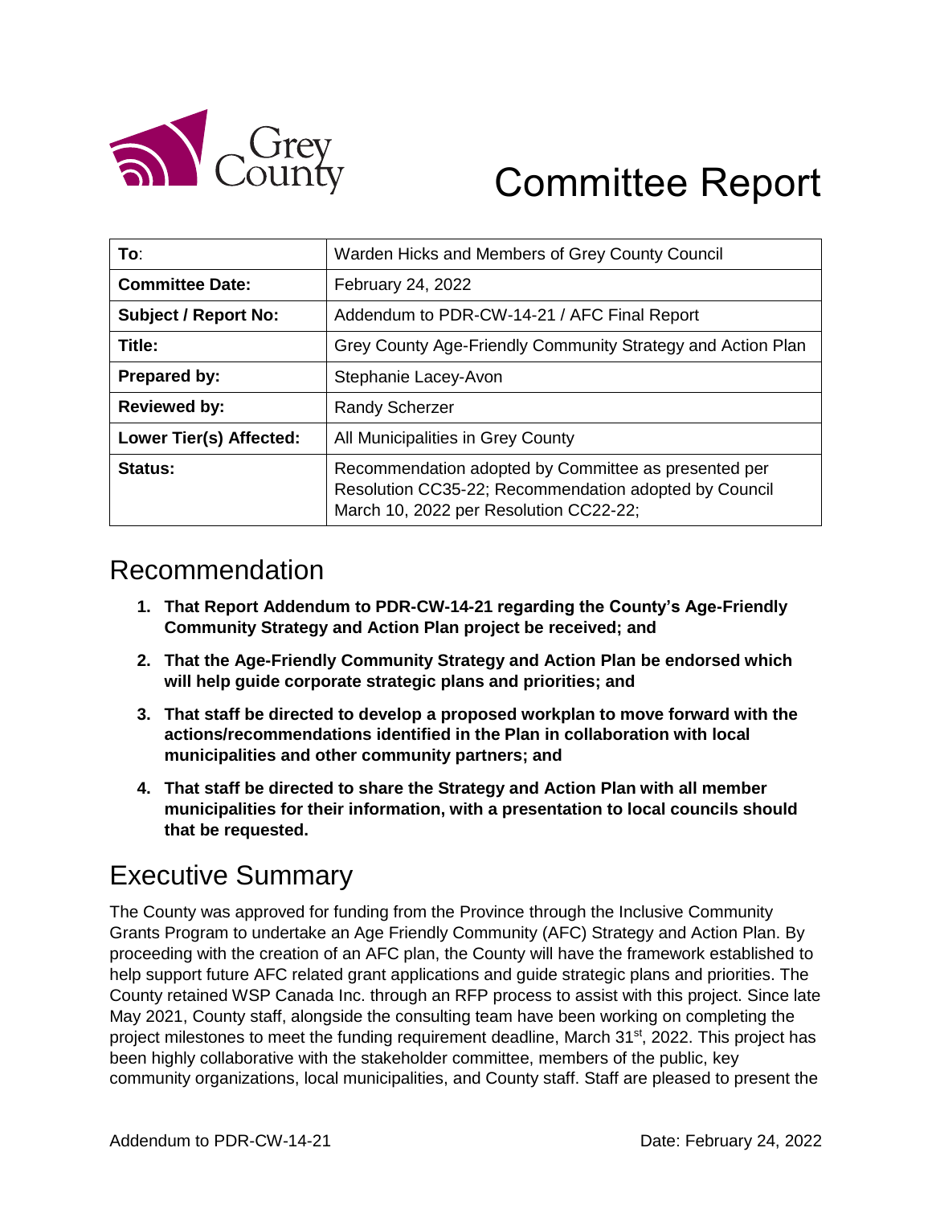# Committee Report

| To: | Warden Hicks and Members of Grey County Council |
|---|---|
| **Committee Date:** | February 24, 2022 |
| **Subject / Report No:** | Addendum to PDR-CW-14-21 / AFC Final Report |
| **Title:** | Grey County Age-Friendly Community Strategy and Action Plan |
| **Prepared by:** | Stephanie Lacey-Avon |
| **Reviewed by:** | Randy Scherzer |
| **Lower Tier(s) Affected:** | All Municipalities in Grey County |
| **Status:** | Recommendation adopted by Committee as presented per Resolution CC35-22; Recommendation adopted by Council March 10, 2022 per Resolution CC22-22; |

## Recommendation

1. **That Report Addendum to PDR-CW-14-21 regarding the County's Age-Friendly Community Strategy and Action Plan project be received; and**
2. **That the Age-Friendly Community Strategy and Action Plan be endorsed which will help guide corporate strategic plans and priorities; and**
3. **That staff be directed to develop a proposed workplan to move forward with the actions/recommendations identified in the Plan in collaboration with local municipalities and other community partners; and**
4. **That staff be directed to share the Strategy and Action Plan with all member municipalities for their information, with a presentation to local councils should that be requested.**

## Executive Summary

The County was approved for funding from the Province through the Inclusive Community Grants Program to undertake an Age Friendly Community (AFC) Strategy and Action Plan. By proceeding with the creation of an AFC plan, the County will have the framework established to help support future AFC related grant applications and guide strategic plans and priorities. The County retained WSP Canada Inc. through an RFP process to assist with this project. Since late May 2021, County staff, alongside the consulting team have been working on completing the project milestones to meet the funding requirement deadline, March 31st, 2022. This project has been highly collaborative with the stakeholder committee, members of the public, key community organizations, local municipalities, and County staff. Staff are pleased to present the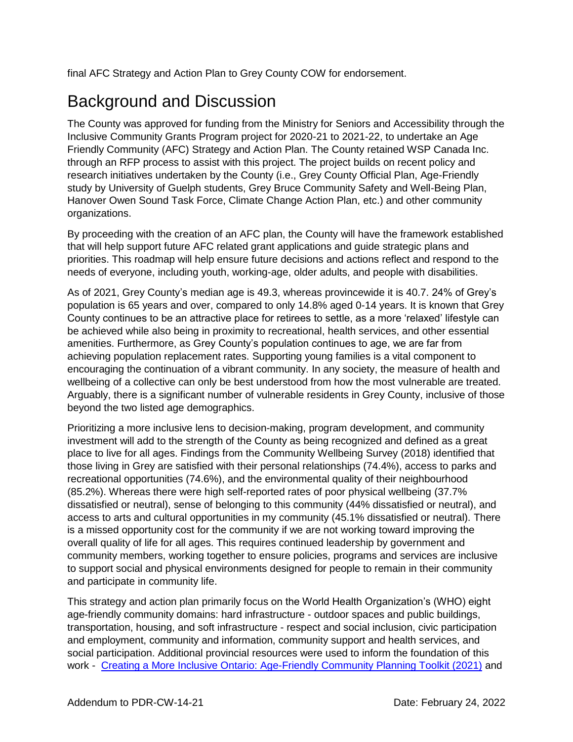final AFC Strategy and Action Plan to Grey County COW for endorsement.

## Background and Discussion

The County was approved for funding from the Ministry for Seniors and Accessibility through the Inclusive Community Grants Program project for 2020-21 to 2021-22, to undertake an Age Friendly Community (AFC) Strategy and Action Plan. The County retained WSP Canada Inc. through an RFP process to assist with this project. The project builds on recent policy and research initiatives undertaken by the County (i.e., Grey County Official Plan, Age-Friendly study by University of Guelph students, Grey Bruce Community Safety and Well-Being Plan, Hanover Owen Sound Task Force, Climate Change Action Plan, etc.) and other community organizations.

By proceeding with the creation of an AFC plan, the County will have the framework established that will help support future AFC related grant applications and guide strategic plans and priorities. This roadmap will help ensure future decisions and actions reflect and respond to the needs of everyone, including youth, working-age, older adults, and people with disabilities.

As of 2021, Grey County's median age is 49.3, whereas provincewide it is 40.7. 24% of Grey's population is 65 years and over, compared to only 14.8% aged 0-14 years. It is known that Grey County continues to be an attractive place for retirees to settle, as a more 'relaxed' lifestyle can be achieved while also being in proximity to recreational, health services, and other essential amenities. Furthermore, as Grey County's population continues to age, we are far from achieving population replacement rates. Supporting young families is a vital component to encouraging the continuation of a vibrant community. In any society, the measure of health and wellbeing of a collective can only be best understood from how the most vulnerable are treated. Arguably, there is a significant number of vulnerable residents in Grey County, inclusive of those beyond the two listed age demographics.

Prioritizing a more inclusive lens to decision-making, program development, and community investment will add to the strength of the County as being recognized and defined as a great place to live for all ages. Findings from the Community Wellbeing Survey (2018) identified that those living in Grey are satisfied with their personal relationships (74.4%), access to parks and recreational opportunities (74.6%), and the environmental quality of their neighbourhood (85.2%). Whereas there were high self-reported rates of poor physical wellbeing (37.7% dissatisfied or neutral), sense of belonging to this community (44% dissatisfied or neutral), and access to arts and cultural opportunities in my community (45.1% dissatisfied or neutral). There is a missed opportunity cost for the community if we are not working toward improving the overall quality of life for all ages. This requires continued leadership by government and community members, working together to ensure policies, programs and services are inclusive to support social and physical environments designed for people to remain in their community and participate in community life.

This strategy and action plan primarily focus on the World Health Organization's (WHO) eight age-friendly community domains: hard infrastructure - outdoor spaces and public buildings, transportation, housing, and soft infrastructure - respect and social inclusion, civic participation and employment, community and information, community support and health services, and social participation. Additional provincial resources were used to inform the foundation of this work - [Creating a More Inclusive Ontario: Age-Friendly Community Planning Toolkit (2021)] and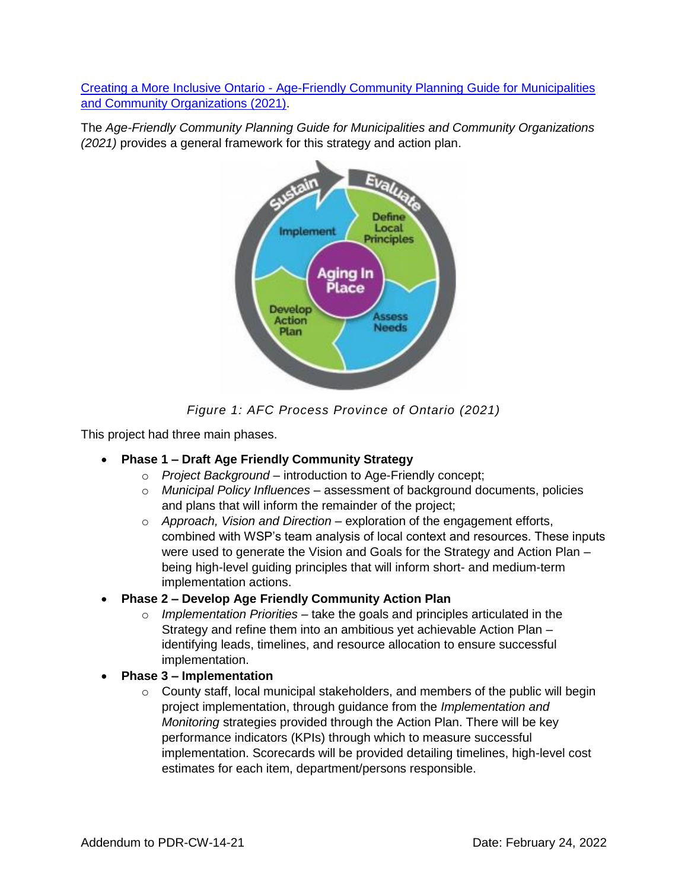[Creating a More Inclusive Ontario - Age-Friendly Community Planning Guide for Municipalities and Community Organizations (2021)].

The *Age-Friendly Community Planning Guide for Municipalities and Community Organizations (2021)* provides a general framework for this strategy and action plan.

*Figure 1: AFC Process Province of Ontario (2021)*

This project had three main phases.

- **Phase 1 – Draft Age Friendly Community Strategy**
  - *Project Background* – introduction to Age-Friendly concept;
  - *Municipal Policy Influences* – assessment of background documents, policies and plans that will inform the remainder of the project;
  - *Approach, Vision and Direction* – exploration of the engagement efforts, combined with WSP's team analysis of local context and resources. These inputs were used to generate the Vision and Goals for the Strategy and Action Plan – being high-level guiding principles that will inform short- and medium-term implementation actions.
- **Phase 2 – Develop Age Friendly Community Action Plan**
  - *Implementation Priorities* – take the goals and principles articulated in the Strategy and refine them into an ambitious yet achievable Action Plan – identifying leads, timelines, and resource allocation to ensure successful implementation.
- **Phase 3 – Implementation**
  - County staff, local municipal stakeholders, and members of the public will begin project implementation, through guidance from the *Implementation and Monitoring* strategies provided through the Action Plan. There will be key performance indicators (KPIs) through which to measure successful implementation. Scorecards will be provided detailing timelines, high-level cost estimates for each item, department/persons responsible.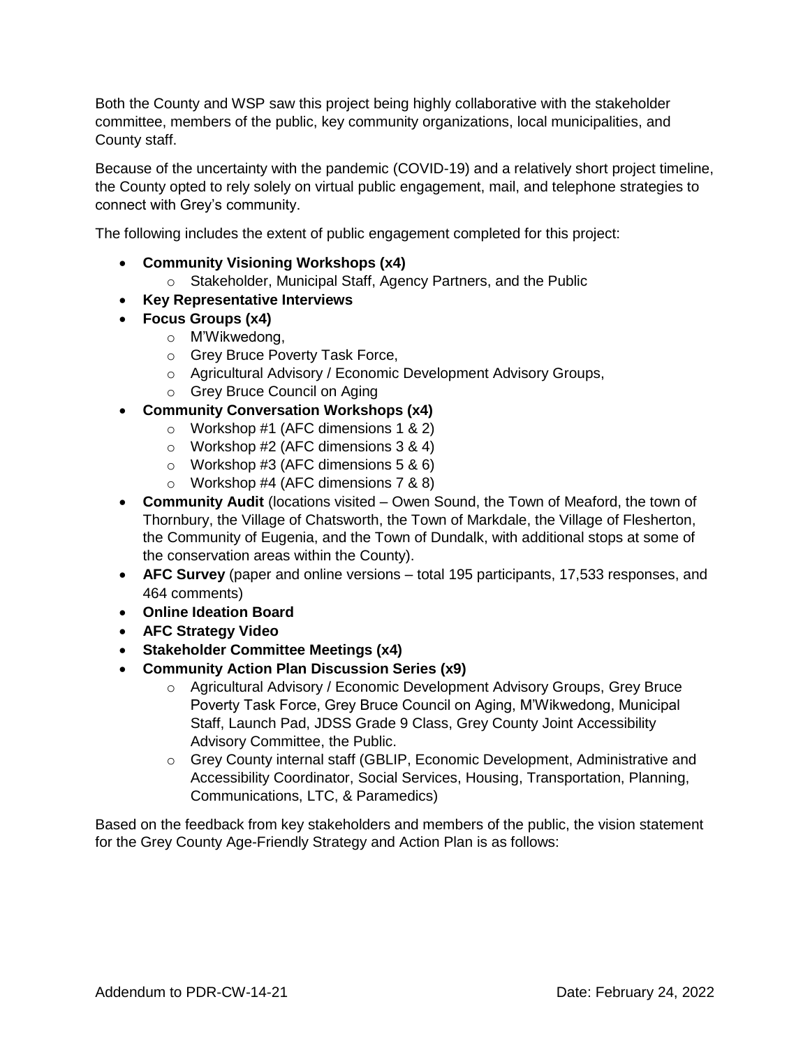Both the County and WSP saw this project being highly collaborative with the stakeholder committee, members of the public, key community organizations, local municipalities, and County staff.

Because of the uncertainty with the pandemic (COVID-19) and a relatively short project timeline, the County opted to rely solely on virtual public engagement, mail, and telephone strategies to connect with Grey's community.

The following includes the extent of public engagement completed for this project:

- **Community Visioning Workshops (x4)**
  - Stakeholder, Municipal Staff, Agency Partners, and the Public
- **Key Representative Interviews**
- **Focus Groups (x4)**
  - M'Wikwedong,
  - Grey Bruce Poverty Task Force,
  - Agricultural Advisory / Economic Development Advisory Groups,
  - Grey Bruce Council on Aging
- **Community Conversation Workshops (x4)**
  - Workshop #1 (AFC dimensions 1 & 2)
  - Workshop #2 (AFC dimensions 3 & 4)
  - Workshop #3 (AFC dimensions 5 & 6)
  - Workshop #4 (AFC dimensions 7 & 8)
- **Community Audit** (locations visited – Owen Sound, the Town of Meaford, the town of Thornbury, the Village of Chatsworth, the Town of Markdale, the Village of Flesherton, the Community of Eugenia, and the Town of Dundalk, with additional stops at some of the conservation areas within the County).
- **AFC Survey** (paper and online versions – total 195 participants, 17,533 responses, and 464 comments)
- **Online Ideation Board**
- **AFC Strategy Video**
- **Stakeholder Committee Meetings (x4)**
- **Community Action Plan Discussion Series (x9)**
  - Agricultural Advisory / Economic Development Advisory Groups, Grey Bruce Poverty Task Force, Grey Bruce Council on Aging, M'Wikwedong, Municipal Staff, Launch Pad, JDSS Grade 9 Class, Grey County Joint Accessibility Advisory Committee, the Public.
  - Grey County internal staff (GBLIP, Economic Development, Administrative and Accessibility Coordinator, Social Services, Housing, Transportation, Planning, Communications, LTC, & Paramedics)

Based on the feedback from key stakeholders and members of the public, the vision statement for the Grey County Age-Friendly Strategy and Action Plan is as follows: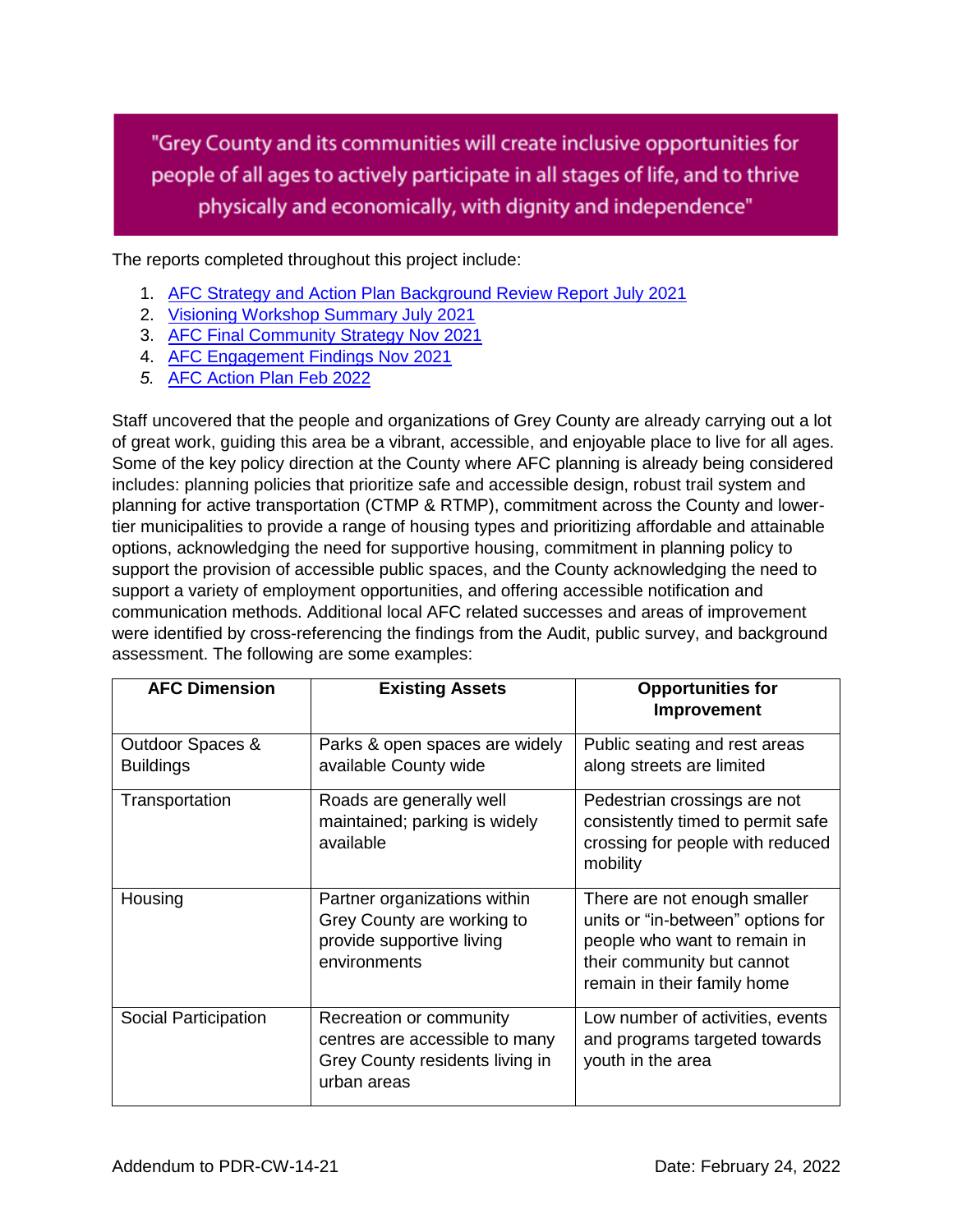> "Grey County and its communities will create inclusive opportunities for people of all ages to actively participate in all stages of life, and to thrive physically and economically, with dignity and independence"

The reports completed throughout this project include:

1. AFC Strategy and Action Plan Background Review Report July 2021
2. Visioning Workshop Summary July 2021
3. AFC Final Community Strategy Nov 2021
4. AFC Engagement Findings Nov 2021
5. AFC Action Plan Feb 2022

Staff uncovered that the people and organizations of Grey County are already carrying out a lot of great work, guiding this area be a vibrant, accessible, and enjoyable place to live for all ages. Some of the key policy direction at the County where AFC planning is already being considered includes: planning policies that prioritize safe and accessible design, robust trail system and planning for active transportation (CTMP & RTMP), commitment across the County and lower-tier municipalities to provide a range of housing types and prioritizing affordable and attainable options, acknowledging the need for supportive housing, commitment in planning policy to support the provision of accessible public spaces, and the County acknowledging the need to support a variety of employment opportunities, and offering accessible notification and communication methods. Additional local AFC related successes and areas of improvement were identified by cross-referencing the findings from the Audit, public survey, and background assessment. The following are some examples:

| AFC Dimension | Existing Assets | Opportunities for Improvement |
|---|---|---|
| Outdoor Spaces & Buildings | Parks & open spaces are widely available County wide | Public seating and rest areas along streets are limited |
| Transportation | Roads are generally well maintained; parking is widely available | Pedestrian crossings are not consistently timed to permit safe crossing for people with reduced mobility |
| Housing | Partner organizations within Grey County are working to provide supportive living environments | There are not enough smaller units or "in-between" options for people who want to remain in their community but cannot remain in their family home |
| Social Participation | Recreation or community centres are accessible to many Grey County residents living in urban areas | Low number of activities, events and programs targeted towards youth in the area |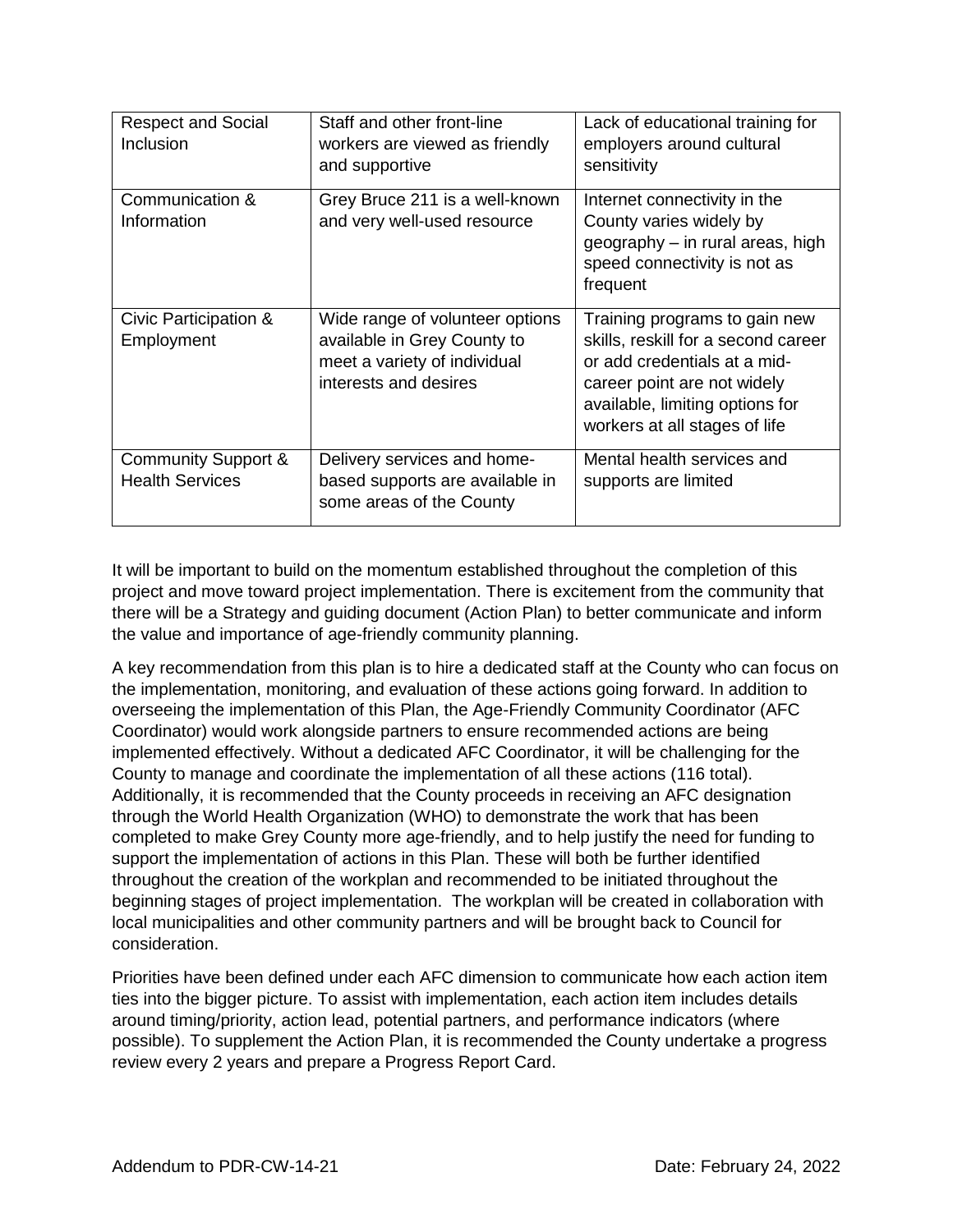| Respect and Social Inclusion | Staff and other front-line workers are viewed as friendly and supportive | Lack of educational training for employers around cultural sensitivity |
|---|---|---|
| Communication & Information | Grey Bruce 211 is a well-known and very well-used resource | Internet connectivity in the County varies widely by geography – in rural areas, high speed connectivity is not as frequent |
| Civic Participation & Employment | Wide range of volunteer options available in Grey County to meet a variety of individual interests and desires | Training programs to gain new skills, reskill for a second career or add credentials at a mid-career point are not widely available, limiting options for workers at all stages of life |
| Community Support & Health Services | Delivery services and home-based supports are available in some areas of the County | Mental health services and supports are limited |

It will be important to build on the momentum established throughout the completion of this project and move toward project implementation. There is excitement from the community that there will be a Strategy and guiding document (Action Plan) to better communicate and inform the value and importance of age-friendly community planning.

A key recommendation from this plan is to hire a dedicated staff at the County who can focus on the implementation, monitoring, and evaluation of these actions going forward. In addition to overseeing the implementation of this Plan, the Age-Friendly Community Coordinator (AFC Coordinator) would work alongside partners to ensure recommended actions are being implemented effectively. Without a dedicated AFC Coordinator, it will be challenging for the County to manage and coordinate the implementation of all these actions (116 total). Additionally, it is recommended that the County proceeds in receiving an AFC designation through the World Health Organization (WHO) to demonstrate the work that has been completed to make Grey County more age-friendly, and to help justify the need for funding to support the implementation of actions in this Plan. These will both be further identified throughout the creation of the workplan and recommended to be initiated throughout the beginning stages of project implementation. The workplan will be created in collaboration with local municipalities and other community partners and will be brought back to Council for consideration.

Priorities have been defined under each AFC dimension to communicate how each action item ties into the bigger picture. To assist with implementation, each action item includes details around timing/priority, action lead, potential partners, and performance indicators (where possible). To supplement the Action Plan, it is recommended the County undertake a progress review every 2 years and prepare a Progress Report Card.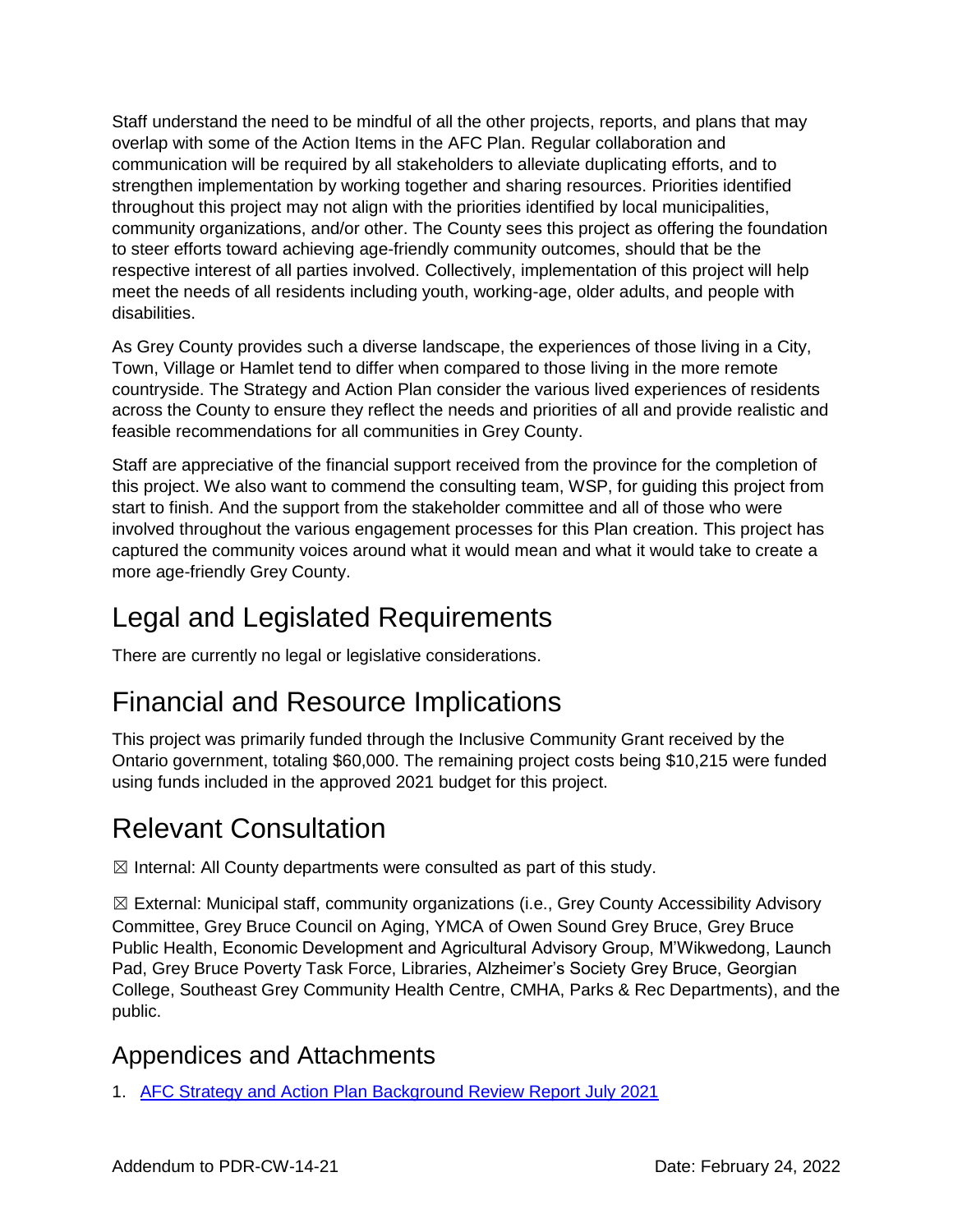Staff understand the need to be mindful of all the other projects, reports, and plans that may overlap with some of the Action Items in the AFC Plan. Regular collaboration and communication will be required by all stakeholders to alleviate duplicating efforts, and to strengthen implementation by working together and sharing resources. Priorities identified throughout this project may not align with the priorities identified by local municipalities, community organizations, and/or other. The County sees this project as offering the foundation to steer efforts toward achieving age-friendly community outcomes, should that be the respective interest of all parties involved. Collectively, implementation of this project will help meet the needs of all residents including youth, working-age, older adults, and people with disabilities.

As Grey County provides such a diverse landscape, the experiences of those living in a City, Town, Village or Hamlet tend to differ when compared to those living in the more remote countryside. The Strategy and Action Plan consider the various lived experiences of residents across the County to ensure they reflect the needs and priorities of all and provide realistic and feasible recommendations for all communities in Grey County.

Staff are appreciative of the financial support received from the province for the completion of this project. We also want to commend the consulting team, WSP, for guiding this project from start to finish. And the support from the stakeholder committee and all of those who were involved throughout the various engagement processes for this Plan creation. This project has captured the community voices around what it would mean and what it would take to create a more age-friendly Grey County.

# Legal and Legislated Requirements

There are currently no legal or legislative considerations.

# Financial and Resource Implications

This project was primarily funded through the Inclusive Community Grant received by the Ontario government, totaling $60,000. The remaining project costs being $10,215 were funded using funds included in the approved 2021 budget for this project.

# Relevant Consultation

☒ Internal: All County departments were consulted as part of this study.

☒ External: Municipal staff, community organizations (i.e., Grey County Accessibility Advisory Committee, Grey Bruce Council on Aging, YMCA of Owen Sound Grey Bruce, Grey Bruce Public Health, Economic Development and Agricultural Advisory Group, M'Wikwedong, Launch Pad, Grey Bruce Poverty Task Force, Libraries, Alzheimer's Society Grey Bruce, Georgian College, Southeast Grey Community Health Centre, CMHA, Parks & Rec Departments), and the public.

## Appendices and Attachments

1. AFC Strategy and Action Plan Background Review Report July 2021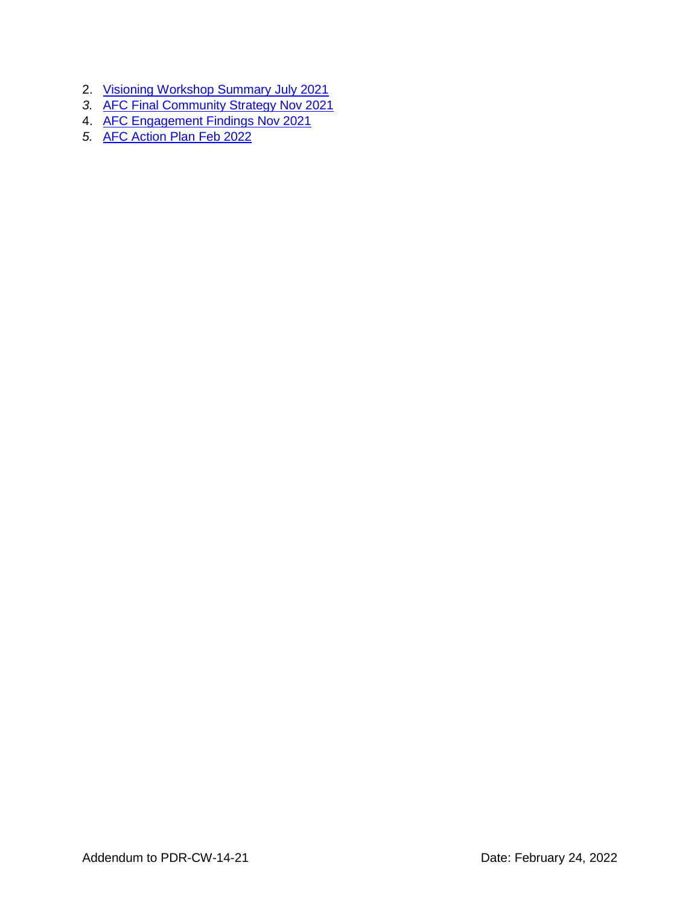2. Visioning Workshop Summary July 2021
3. AFC Final Community Strategy Nov 2021
4. AFC Engagement Findings Nov 2021
5. AFC Action Plan Feb 2022